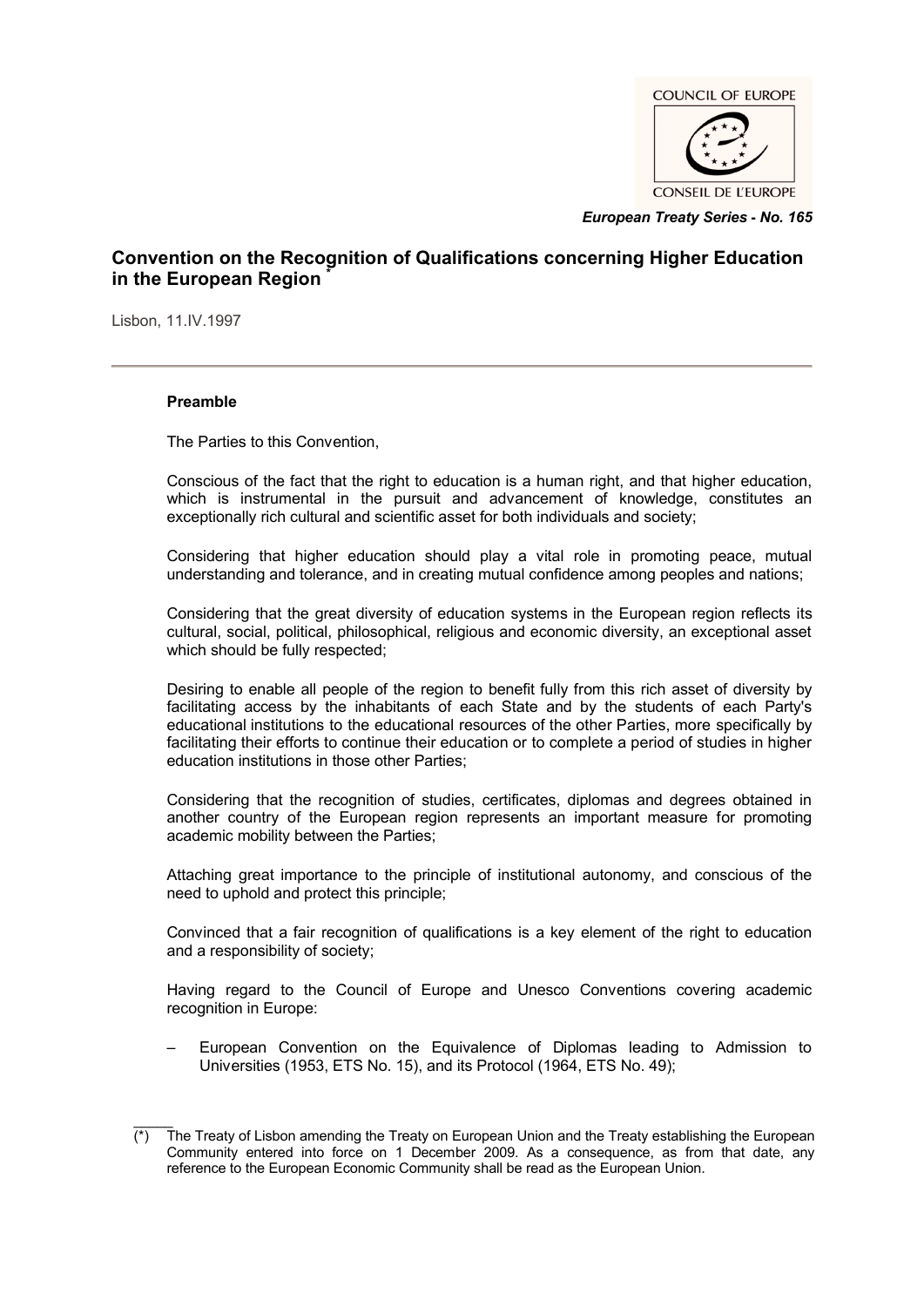COUNCIL OF EUROPE

CONSEIL DE L'EUROPE

*European Treaty Series - No. 165*

# Convention on the Recognition of Qualifications concerning Higher Education in the European Region [*]

Lisbon, 11.IV.1997

---

**Preamble**

The Parties to this Convention,

Conscious of the fact that the right to education is a human right, and that higher education, which is instrumental in the pursuit and advancement of knowledge, constitutes an exceptionally rich cultural and scientific asset for both individuals and society;

Considering that higher education should play a vital role in promoting peace, mutual understanding and tolerance, and in creating mutual confidence among peoples and nations;

Considering that the great diversity of education systems in the European region reflects its cultural, social, political, philosophical, religious and economic diversity, an exceptional asset which should be fully respected;

Desiring to enable all people of the region to benefit fully from this rich asset of diversity by facilitating access by the inhabitants of each State and by the students of each Party's educational institutions to the educational resources of the other Parties, more specifically by facilitating their efforts to continue their education or to complete a period of studies in higher education institutions in those other Parties;

Considering that the recognition of studies, certificates, diplomas and degrees obtained in another country of the European region represents an important measure for promoting academic mobility between the Parties;

Attaching great importance to the principle of institutional autonomy, and conscious of the need to uphold and protect this principle;

Convinced that a fair recognition of qualifications is a key element of the right to education and a responsibility of society;

Having regard to the Council of Europe and Unesco Conventions covering academic recognition in Europe:

– European Convention on the Equivalence of Diplomas leading to Admission to Universities (1953, ETS No. 15), and its Protocol (1964, ETS No. 49);

---

(*) The Treaty of Lisbon amending the Treaty on European Union and the Treaty establishing the European Community entered into force on 1 December 2009. As a consequence, as from that date, any reference to the European Economic Community shall be read as the European Union.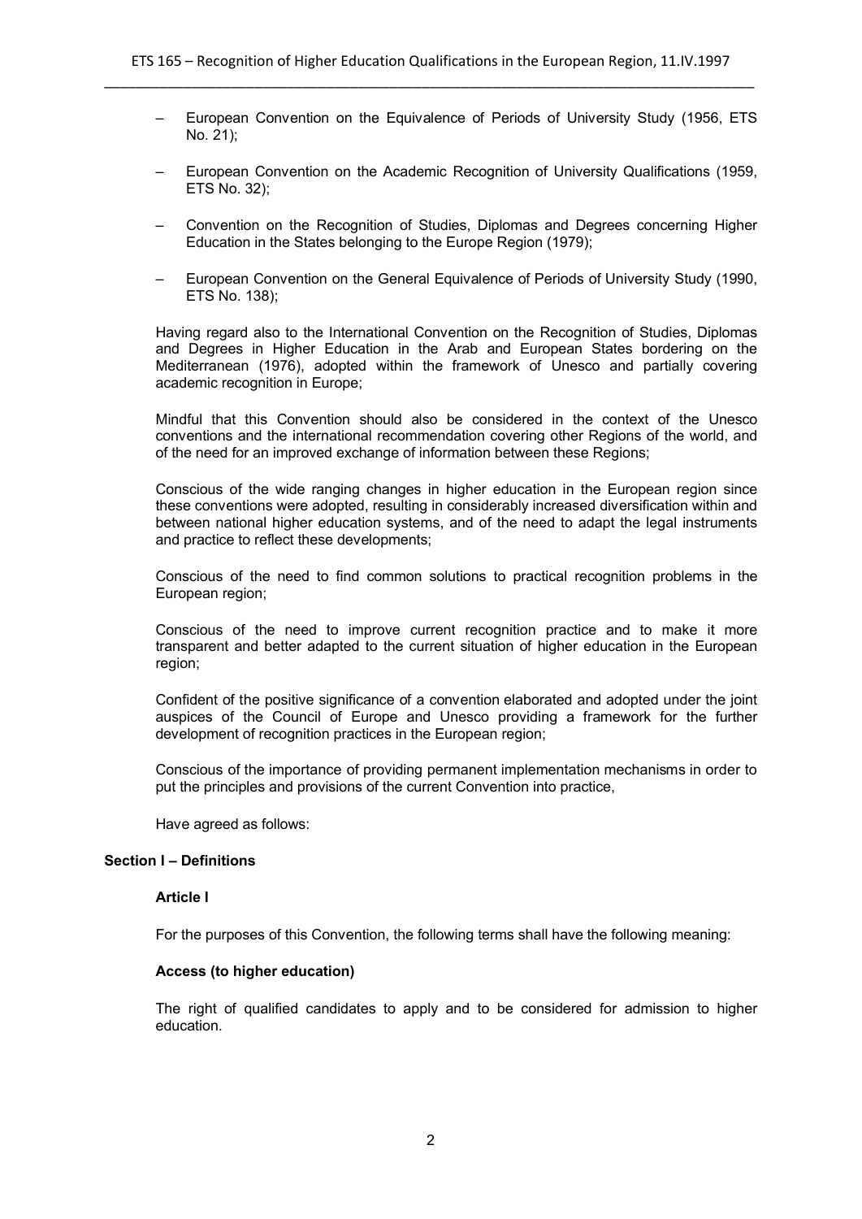– European Convention on the Equivalence of Periods of University Study (1956, ETS No. 21);

– European Convention on the Academic Recognition of University Qualifications (1959, ETS No. 32);

– Convention on the Recognition of Studies, Diplomas and Degrees concerning Higher Education in the States belonging to the Europe Region (1979);

– European Convention on the General Equivalence of Periods of University Study (1990, ETS No. 138);

Having regard also to the International Convention on the Recognition of Studies, Diplomas and Degrees in Higher Education in the Arab and European States bordering on the Mediterranean (1976), adopted within the framework of Unesco and partially covering academic recognition in Europe;

Mindful that this Convention should also be considered in the context of the Unesco conventions and the international recommendation covering other Regions of the world, and of the need for an improved exchange of information between these Regions;

Conscious of the wide ranging changes in higher education in the European region since these conventions were adopted, resulting in considerably increased diversification within and between national higher education systems, and of the need to adapt the legal instruments and practice to reflect these developments;

Conscious of the need to find common solutions to practical recognition problems in the European region;

Conscious of the need to improve current recognition practice and to make it more transparent and better adapted to the current situation of higher education in the European region;

Confident of the positive significance of a convention elaborated and adopted under the joint auspices of the Council of Europe and Unesco providing a framework for the further development of recognition practices in the European region;

Conscious of the importance of providing permanent implementation mechanisms in order to put the principles and provisions of the current Convention into practice,

Have agreed as follows:

## Section I – Definitions

### Article I

For the purposes of this Convention, the following terms shall have the following meaning:

**Access (to higher education)**

The right of qualified candidates to apply and to be considered for admission to higher education.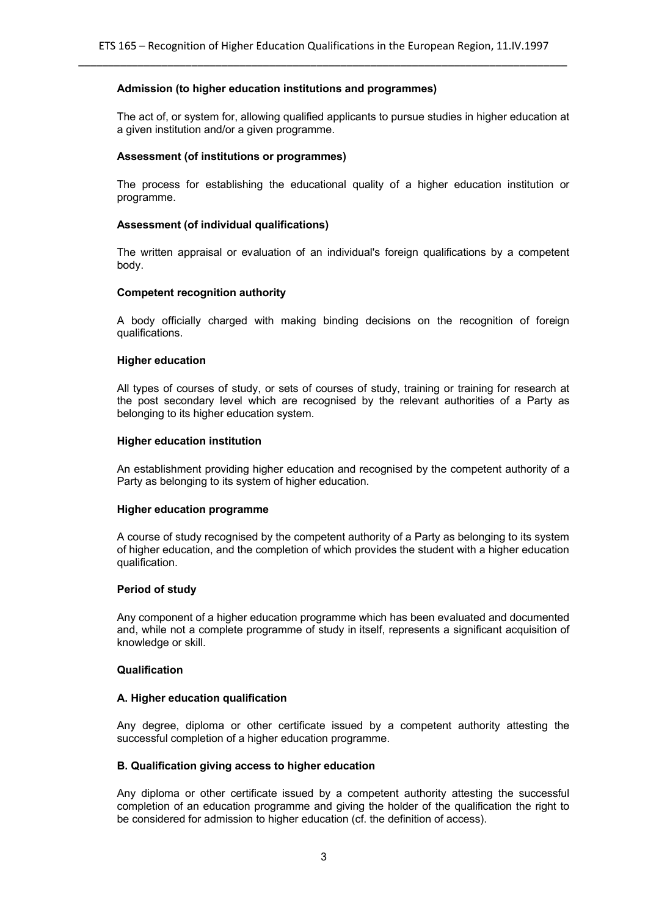**Admission (to higher education institutions and programmes)**

The act of, or system for, allowing qualified applicants to pursue studies in higher education at a given institution and/or a given programme.

**Assessment (of institutions or programmes)**

The process for establishing the educational quality of a higher education institution or programme.

**Assessment (of individual qualifications)**

The written appraisal or evaluation of an individual's foreign qualifications by a competent body.

**Competent recognition authority**

A body officially charged with making binding decisions on the recognition of foreign qualifications.

**Higher education**

All types of courses of study, or sets of courses of study, training or training for research at the post secondary level which are recognised by the relevant authorities of a Party as belonging to its higher education system.

**Higher education institution**

An establishment providing higher education and recognised by the competent authority of a Party as belonging to its system of higher education.

**Higher education programme**

A course of study recognised by the competent authority of a Party as belonging to its system of higher education, and the completion of which provides the student with a higher education qualification.

**Period of study**

Any component of a higher education programme which has been evaluated and documented and, while not a complete programme of study in itself, represents a significant acquisition of knowledge or skill.

**Qualification**

**A. Higher education qualification**

Any degree, diploma or other certificate issued by a competent authority attesting the successful completion of a higher education programme.

**B. Qualification giving access to higher education**

Any diploma or other certificate issued by a competent authority attesting the successful completion of an education programme and giving the holder of the qualification the right to be considered for admission to higher education (cf. the definition of access).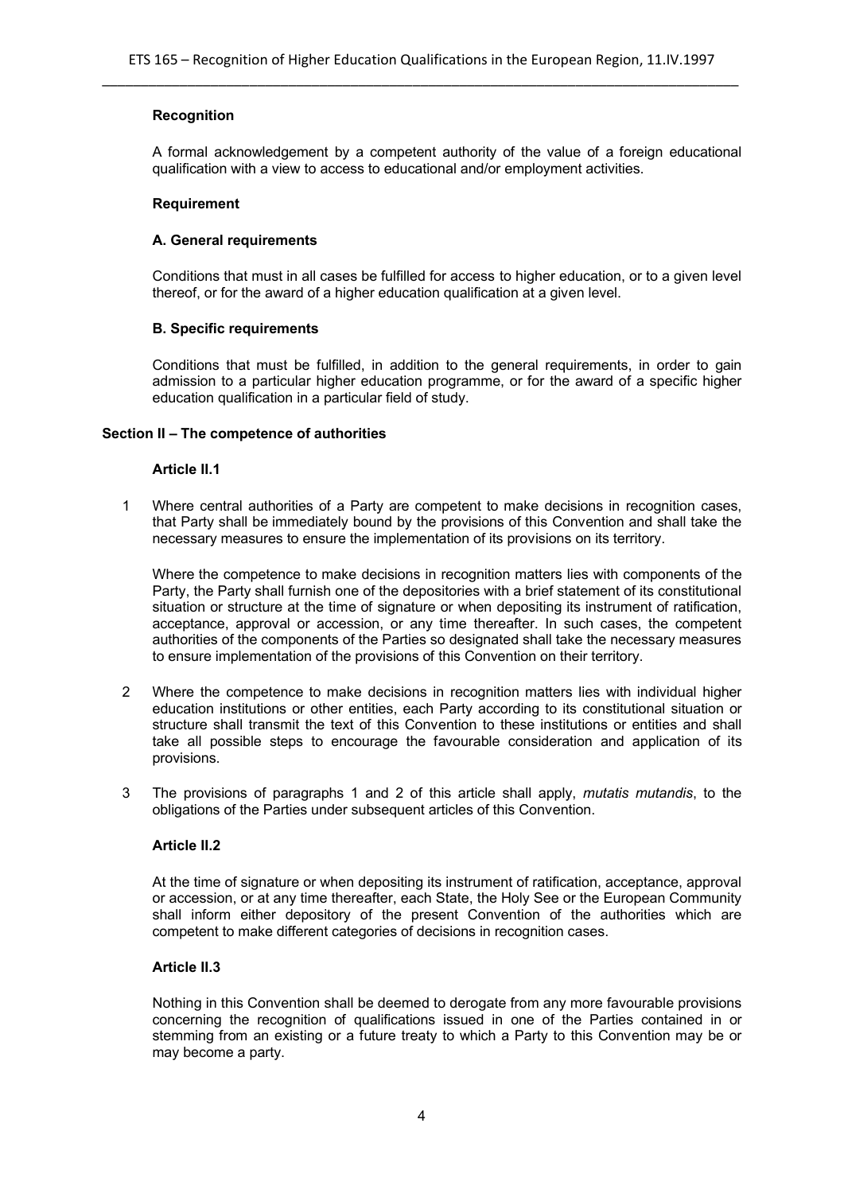**Recognition**

A formal acknowledgement by a competent authority of the value of a foreign educational qualification with a view to access to educational and/or employment activities.

**Requirement**

**A. General requirements**

Conditions that must in all cases be fulfilled for access to higher education, or to a given level thereof, or for the award of a higher education qualification at a given level.

**B. Specific requirements**

Conditions that must be fulfilled, in addition to the general requirements, in order to gain admission to a particular higher education programme, or for the award of a specific higher education qualification in a particular field of study.

## Section II – The competence of authorities

### Article II.1

1 Where central authorities of a Party are competent to make decisions in recognition cases, that Party shall be immediately bound by the provisions of this Convention and shall take the necessary measures to ensure the implementation of its provisions on its territory.

Where the competence to make decisions in recognition matters lies with components of the Party, the Party shall furnish one of the depositories with a brief statement of its constitutional situation or structure at the time of signature or when depositing its instrument of ratification, acceptance, approval or accession, or any time thereafter. In such cases, the competent authorities of the components of the Parties so designated shall take the necessary measures to ensure implementation of the provisions of this Convention on their territory.

2 Where the competence to make decisions in recognition matters lies with individual higher education institutions or other entities, each Party according to its constitutional situation or structure shall transmit the text of this Convention to these institutions or entities and shall take all possible steps to encourage the favourable consideration and application of its provisions.

3 The provisions of paragraphs 1 and 2 of this article shall apply, *mutatis mutandis*, to the obligations of the Parties under subsequent articles of this Convention.

### Article II.2

At the time of signature or when depositing its instrument of ratification, acceptance, approval or accession, or at any time thereafter, each State, the Holy See or the European Community shall inform either depository of the present Convention of the authorities which are competent to make different categories of decisions in recognition cases.

### Article II.3

Nothing in this Convention shall be deemed to derogate from any more favourable provisions concerning the recognition of qualifications issued in one of the Parties contained in or stemming from an existing or a future treaty to which a Party to this Convention may be or may become a party.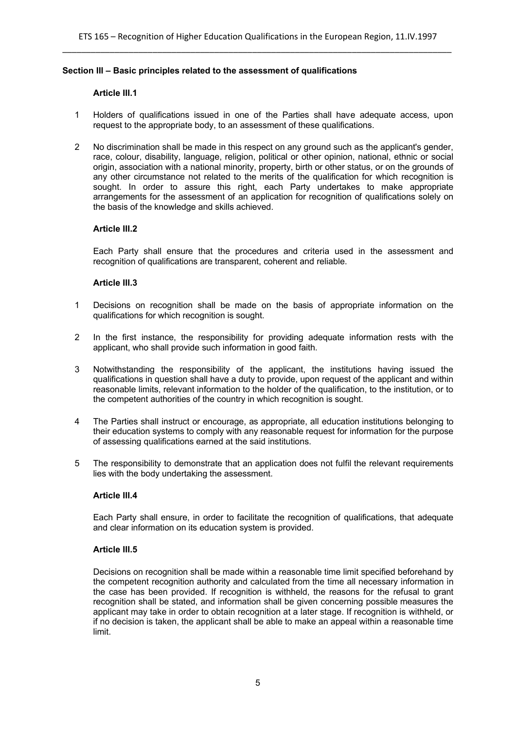## Section III – Basic principles related to the assessment of qualifications

### Article III.1

1. Holders of qualifications issued in one of the Parties shall have adequate access, upon request to the appropriate body, to an assessment of these qualifications.

2. No discrimination shall be made in this respect on any ground such as the applicant's gender, race, colour, disability, language, religion, political or other opinion, national, ethnic or social origin, association with a national minority, property, birth or other status, or on the grounds of any other circumstance not related to the merits of the qualification for which recognition is sought. In order to assure this right, each Party undertakes to make appropriate arrangements for the assessment of an application for recognition of qualifications solely on the basis of the knowledge and skills achieved.

### Article III.2

Each Party shall ensure that the procedures and criteria used in the assessment and recognition of qualifications are transparent, coherent and reliable.

### Article III.3

1. Decisions on recognition shall be made on the basis of appropriate information on the qualifications for which recognition is sought.

2. In the first instance, the responsibility for providing adequate information rests with the applicant, who shall provide such information in good faith.

3. Notwithstanding the responsibility of the applicant, the institutions having issued the qualifications in question shall have a duty to provide, upon request of the applicant and within reasonable limits, relevant information to the holder of the qualification, to the institution, or to the competent authorities of the country in which recognition is sought.

4. The Parties shall instruct or encourage, as appropriate, all education institutions belonging to their education systems to comply with any reasonable request for information for the purpose of assessing qualifications earned at the said institutions.

5. The responsibility to demonstrate that an application does not fulfil the relevant requirements lies with the body undertaking the assessment.

### Article III.4

Each Party shall ensure, in order to facilitate the recognition of qualifications, that adequate and clear information on its education system is provided.

### Article III.5

Decisions on recognition shall be made within a reasonable time limit specified beforehand by the competent recognition authority and calculated from the time all necessary information in the case has been provided. If recognition is withheld, the reasons for the refusal to grant recognition shall be stated, and information shall be given concerning possible measures the applicant may take in order to obtain recognition at a later stage. If recognition is withheld, or if no decision is taken, the applicant shall be able to make an appeal within a reasonable time limit.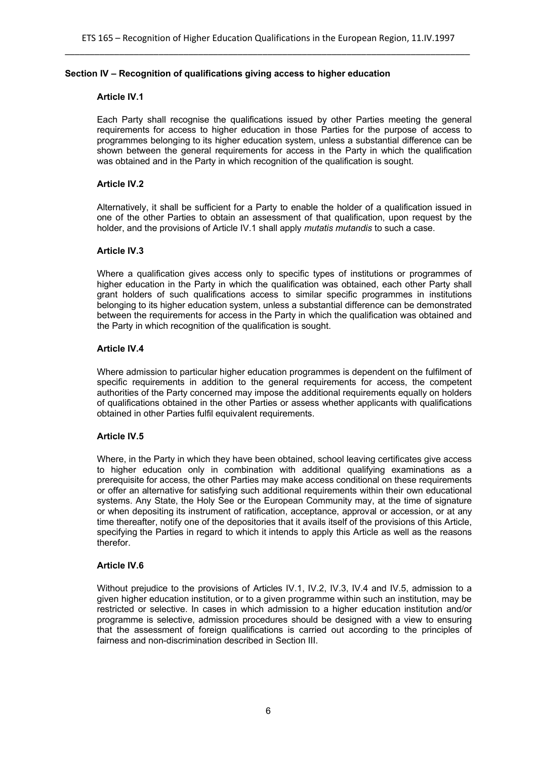**Section IV – Recognition of qualifications giving access to higher education**

**Article IV.1**

Each Party shall recognise the qualifications issued by other Parties meeting the general requirements for access to higher education in those Parties for the purpose of access to programmes belonging to its higher education system, unless a substantial difference can be shown between the general requirements for access in the Party in which the qualification was obtained and in the Party in which recognition of the qualification is sought.

**Article IV.2**

Alternatively, it shall be sufficient for a Party to enable the holder of a qualification issued in one of the other Parties to obtain an assessment of that qualification, upon request by the holder, and the provisions of Article IV.1 shall apply *mutatis mutandis* to such a case.

**Article IV.3**

Where a qualification gives access only to specific types of institutions or programmes of higher education in the Party in which the qualification was obtained, each other Party shall grant holders of such qualifications access to similar specific programmes in institutions belonging to its higher education system, unless a substantial difference can be demonstrated between the requirements for access in the Party in which the qualification was obtained and the Party in which recognition of the qualification is sought.

**Article IV.4**

Where admission to particular higher education programmes is dependent on the fulfilment of specific requirements in addition to the general requirements for access, the competent authorities of the Party concerned may impose the additional requirements equally on holders of qualifications obtained in the other Parties or assess whether applicants with qualifications obtained in other Parties fulfil equivalent requirements.

**Article IV.5**

Where, in the Party in which they have been obtained, school leaving certificates give access to higher education only in combination with additional qualifying examinations as a prerequisite for access, the other Parties may make access conditional on these requirements or offer an alternative for satisfying such additional requirements within their own educational systems. Any State, the Holy See or the European Community may, at the time of signature or when depositing its instrument of ratification, acceptance, approval or accession, or at any time thereafter, notify one of the depositories that it avails itself of the provisions of this Article, specifying the Parties in regard to which it intends to apply this Article as well as the reasons therefor.

**Article IV.6**

Without prejudice to the provisions of Articles IV.1, IV.2, IV.3, IV.4 and IV.5, admission to a given higher education institution, or to a given programme within such an institution, may be restricted or selective. In cases in which admission to a higher education institution and/or programme is selective, admission procedures should be designed with a view to ensuring that the assessment of foreign qualifications is carried out according to the principles of fairness and non-discrimination described in Section III.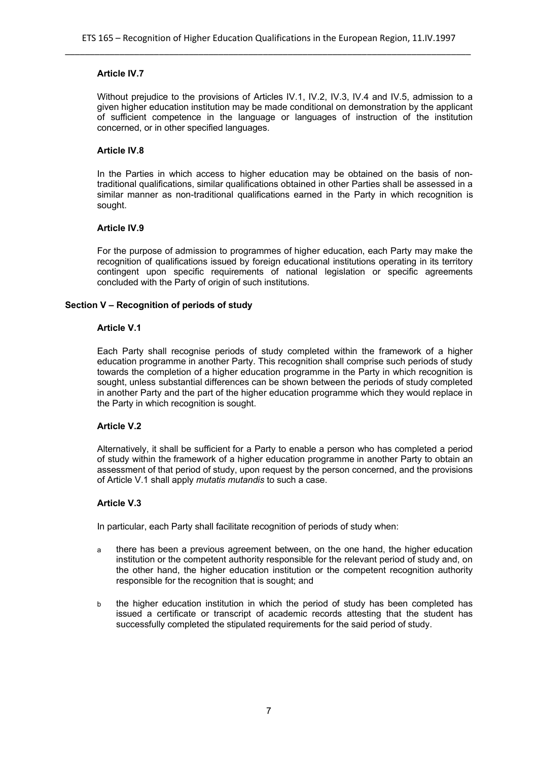### Article IV.7

Without prejudice to the provisions of Articles IV.1, IV.2, IV.3, IV.4 and IV.5, admission to a given higher education institution may be made conditional on demonstration by the applicant of sufficient competence in the language or languages of instruction of the institution concerned, or in other specified languages.

### Article IV.8

In the Parties in which access to higher education may be obtained on the basis of non-traditional qualifications, similar qualifications obtained in other Parties shall be assessed in a similar manner as non-traditional qualifications earned in the Party in which recognition is sought.

### Article IV.9

For the purpose of admission to programmes of higher education, each Party may make the recognition of qualifications issued by foreign educational institutions operating in its territory contingent upon specific requirements of national legislation or specific agreements concluded with the Party of origin of such institutions.

## Section V – Recognition of periods of study

### Article V.1

Each Party shall recognise periods of study completed within the framework of a higher education programme in another Party. This recognition shall comprise such periods of study towards the completion of a higher education programme in the Party in which recognition is sought, unless substantial differences can be shown between the periods of study completed in another Party and the part of the higher education programme which they would replace in the Party in which recognition is sought.

### Article V.2

Alternatively, it shall be sufficient for a Party to enable a person who has completed a period of study within the framework of a higher education programme in another Party to obtain an assessment of that period of study, upon request by the person concerned, and the provisions of Article V.1 shall apply *mutatis mutandis* to such a case.

### Article V.3

In particular, each Party shall facilitate recognition of periods of study when:

a there has been a previous agreement between, on the one hand, the higher education institution or the competent authority responsible for the relevant period of study and, on the other hand, the higher education institution or the competent recognition authority responsible for the recognition that is sought; and

b the higher education institution in which the period of study has been completed has issued a certificate or transcript of academic records attesting that the student has successfully completed the stipulated requirements for the said period of study.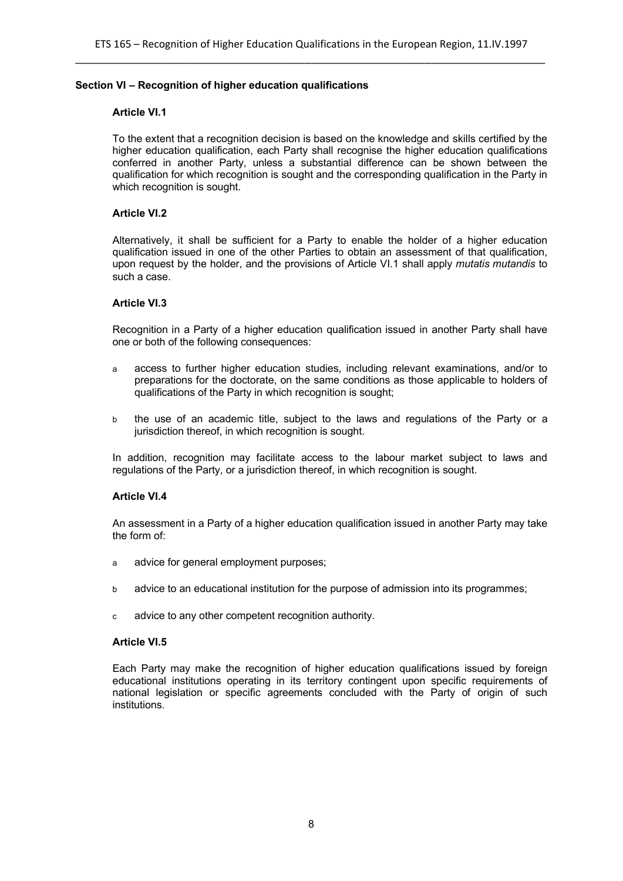## Section VI – Recognition of higher education qualifications

### Article VI.1

To the extent that a recognition decision is based on the knowledge and skills certified by the higher education qualification, each Party shall recognise the higher education qualifications conferred in another Party, unless a substantial difference can be shown between the qualification for which recognition is sought and the corresponding qualification in the Party in which recognition is sought.

### Article VI.2

Alternatively, it shall be sufficient for a Party to enable the holder of a higher education qualification issued in one of the other Parties to obtain an assessment of that qualification, upon request by the holder, and the provisions of Article VI.1 shall apply *mutatis mutandis* to such a case.

### Article VI.3

Recognition in a Party of a higher education qualification issued in another Party shall have one or both of the following consequences:

a access to further higher education studies, including relevant examinations, and/or to preparations for the doctorate, on the same conditions as those applicable to holders of qualifications of the Party in which recognition is sought;

b the use of an academic title, subject to the laws and regulations of the Party or a jurisdiction thereof, in which recognition is sought.

In addition, recognition may facilitate access to the labour market subject to laws and regulations of the Party, or a jurisdiction thereof, in which recognition is sought.

### Article VI.4

An assessment in a Party of a higher education qualification issued in another Party may take the form of:

a advice for general employment purposes;

b advice to an educational institution for the purpose of admission into its programmes;

c advice to any other competent recognition authority.

### Article VI.5

Each Party may make the recognition of higher education qualifications issued by foreign educational institutions operating in its territory contingent upon specific requirements of national legislation or specific agreements concluded with the Party of origin of such institutions.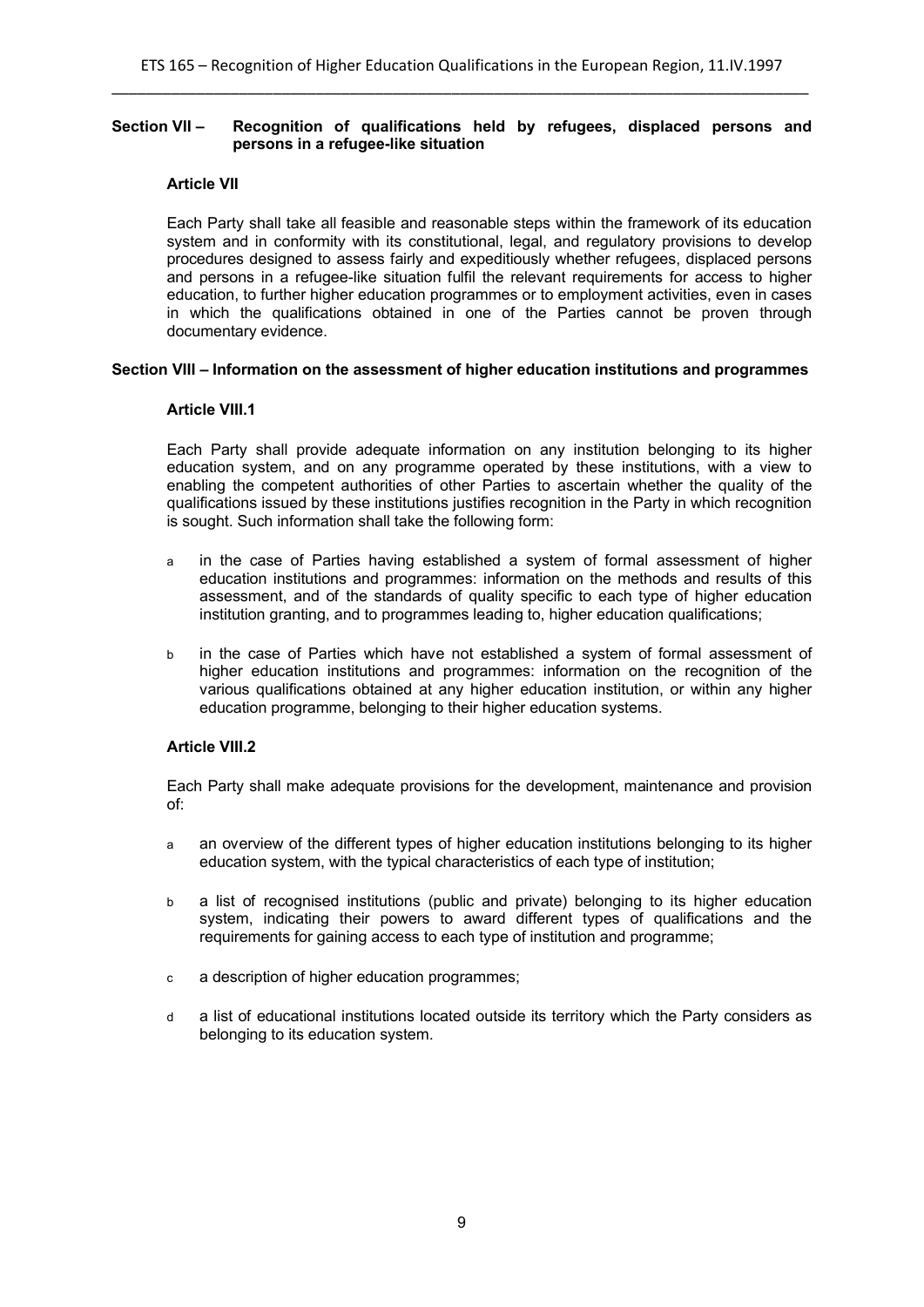## Section VII – Recognition of qualifications held by refugees, displaced persons and persons in a refugee-like situation

### Article VII

Each Party shall take all feasible and reasonable steps within the framework of its education system and in conformity with its constitutional, legal, and regulatory provisions to develop procedures designed to assess fairly and expeditiously whether refugees, displaced persons and persons in a refugee-like situation fulfil the relevant requirements for access to higher education, to further higher education programmes or to employment activities, even in cases in which the qualifications obtained in one of the Parties cannot be proven through documentary evidence.

## Section VIII – Information on the assessment of higher education institutions and programmes

### Article VIII.1

Each Party shall provide adequate information on any institution belonging to its higher education system, and on any programme operated by these institutions, with a view to enabling the competent authorities of other Parties to ascertain whether the quality of the qualifications issued by these institutions justifies recognition in the Party in which recognition is sought. Such information shall take the following form:

a in the case of Parties having established a system of formal assessment of higher education institutions and programmes: information on the methods and results of this assessment, and of the standards of quality specific to each type of higher education institution granting, and to programmes leading to, higher education qualifications;

b in the case of Parties which have not established a system of formal assessment of higher education institutions and programmes: information on the recognition of the various qualifications obtained at any higher education institution, or within any higher education programme, belonging to their higher education systems.

### Article VIII.2

Each Party shall make adequate provisions for the development, maintenance and provision of:

a an overview of the different types of higher education institutions belonging to its higher education system, with the typical characteristics of each type of institution;

b a list of recognised institutions (public and private) belonging to its higher education system, indicating their powers to award different types of qualifications and the requirements for gaining access to each type of institution and programme;

c a description of higher education programmes;

d a list of educational institutions located outside its territory which the Party considers as belonging to its education system.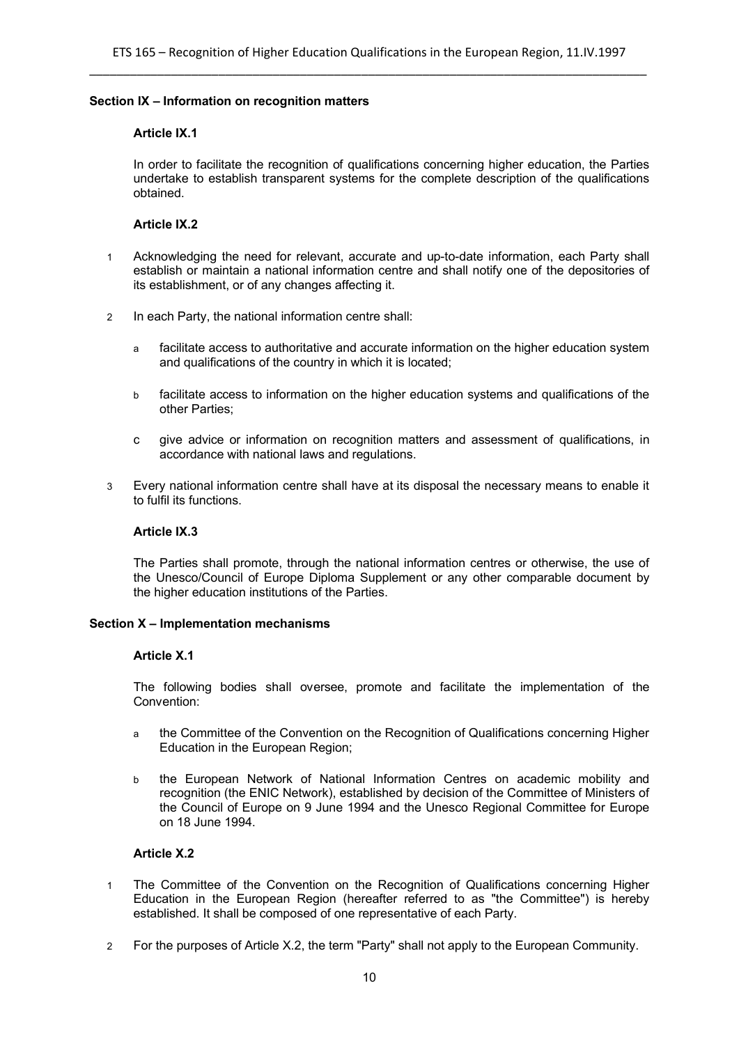**Section IX – Information on recognition matters**

**Article IX.1**

In order to facilitate the recognition of qualifications concerning higher education, the Parties undertake to establish transparent systems for the complete description of the qualifications obtained.

**Article IX.2**

1. Acknowledging the need for relevant, accurate and up-to-date information, each Party shall establish or maintain a national information centre and shall notify one of the depositories of its establishment, or of any changes affecting it.

2. In each Party, the national information centre shall:

   a. facilitate access to authoritative and accurate information on the higher education system and qualifications of the country in which it is located;

   b. facilitate access to information on the higher education systems and qualifications of the other Parties;

   c. give advice or information on recognition matters and assessment of qualifications, in accordance with national laws and regulations.

3. Every national information centre shall have at its disposal the necessary means to enable it to fulfil its functions.

**Article IX.3**

The Parties shall promote, through the national information centres or otherwise, the use of the Unesco/Council of Europe Diploma Supplement or any other comparable document by the higher education institutions of the Parties.

**Section X – Implementation mechanisms**

**Article X.1**

The following bodies shall oversee, promote and facilitate the implementation of the Convention:

a. the Committee of the Convention on the Recognition of Qualifications concerning Higher Education in the European Region;

b. the European Network of National Information Centres on academic mobility and recognition (the ENIC Network), established by decision of the Committee of Ministers of the Council of Europe on 9 June 1994 and the Unesco Regional Committee for Europe on 18 June 1994.

**Article X.2**

1. The Committee of the Convention on the Recognition of Qualifications concerning Higher Education in the European Region (hereafter referred to as "the Committee") is hereby established. It shall be composed of one representative of each Party.

2. For the purposes of Article X.2, the term "Party" shall not apply to the European Community.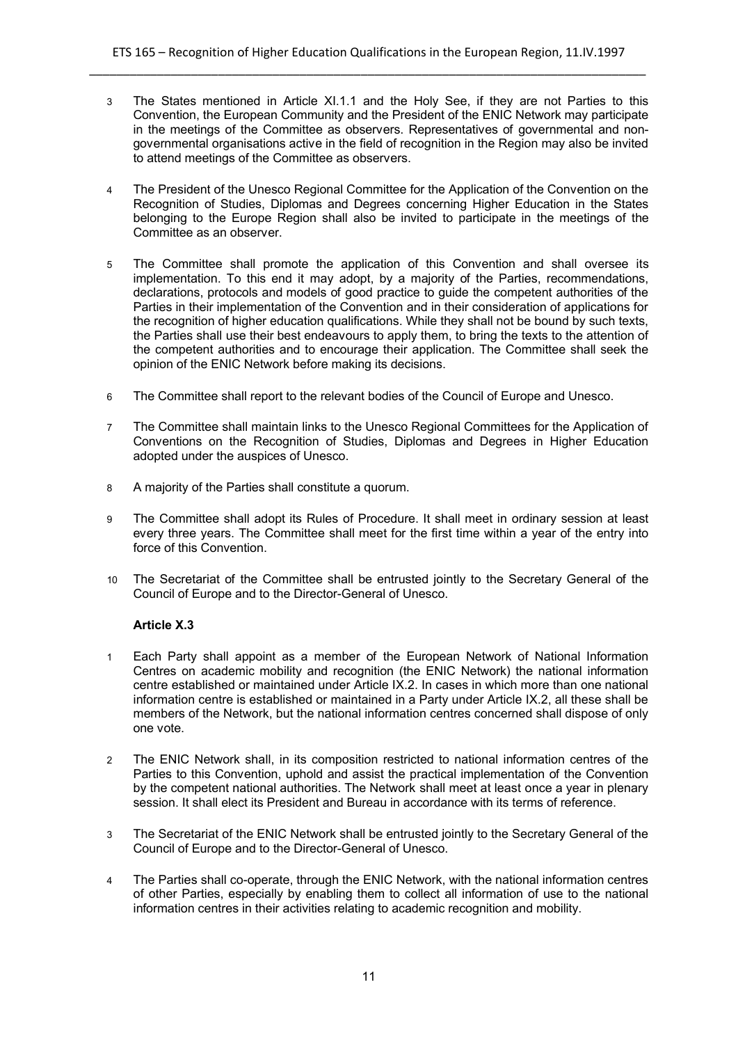3 The States mentioned in Article XI.1.1 and the Holy See, if they are not Parties to this Convention, the European Community and the President of the ENIC Network may participate in the meetings of the Committee as observers. Representatives of governmental and non-governmental organisations active in the field of recognition in the Region may also be invited to attend meetings of the Committee as observers.

4 The President of the Unesco Regional Committee for the Application of the Convention on the Recognition of Studies, Diplomas and Degrees concerning Higher Education in the States belonging to the Europe Region shall also be invited to participate in the meetings of the Committee as an observer.

5 The Committee shall promote the application of this Convention and shall oversee its implementation. To this end it may adopt, by a majority of the Parties, recommendations, declarations, protocols and models of good practice to guide the competent authorities of the Parties in their implementation of the Convention and in their consideration of applications for the recognition of higher education qualifications. While they shall not be bound by such texts, the Parties shall use their best endeavours to apply them, to bring the texts to the attention of the competent authorities and to encourage their application. The Committee shall seek the opinion of the ENIC Network before making its decisions.

6 The Committee shall report to the relevant bodies of the Council of Europe and Unesco.

7 The Committee shall maintain links to the Unesco Regional Committees for the Application of Conventions on the Recognition of Studies, Diplomas and Degrees in Higher Education adopted under the auspices of Unesco.

8 A majority of the Parties shall constitute a quorum.

9 The Committee shall adopt its Rules of Procedure. It shall meet in ordinary session at least every three years. The Committee shall meet for the first time within a year of the entry into force of this Convention.

10 The Secretariat of the Committee shall be entrusted jointly to the Secretary General of the Council of Europe and to the Director-General of Unesco.

### Article X.3

1 Each Party shall appoint as a member of the European Network of National Information Centres on academic mobility and recognition (the ENIC Network) the national information centre established or maintained under Article IX.2. In cases in which more than one national information centre is established or maintained in a Party under Article IX.2, all these shall be members of the Network, but the national information centres concerned shall dispose of only one vote.

2 The ENIC Network shall, in its composition restricted to national information centres of the Parties to this Convention, uphold and assist the practical implementation of the Convention by the competent national authorities. The Network shall meet at least once a year in plenary session. It shall elect its President and Bureau in accordance with its terms of reference.

3 The Secretariat of the ENIC Network shall be entrusted jointly to the Secretary General of the Council of Europe and to the Director-General of Unesco.

4 The Parties shall co-operate, through the ENIC Network, with the national information centres of other Parties, especially by enabling them to collect all information of use to the national information centres in their activities relating to academic recognition and mobility.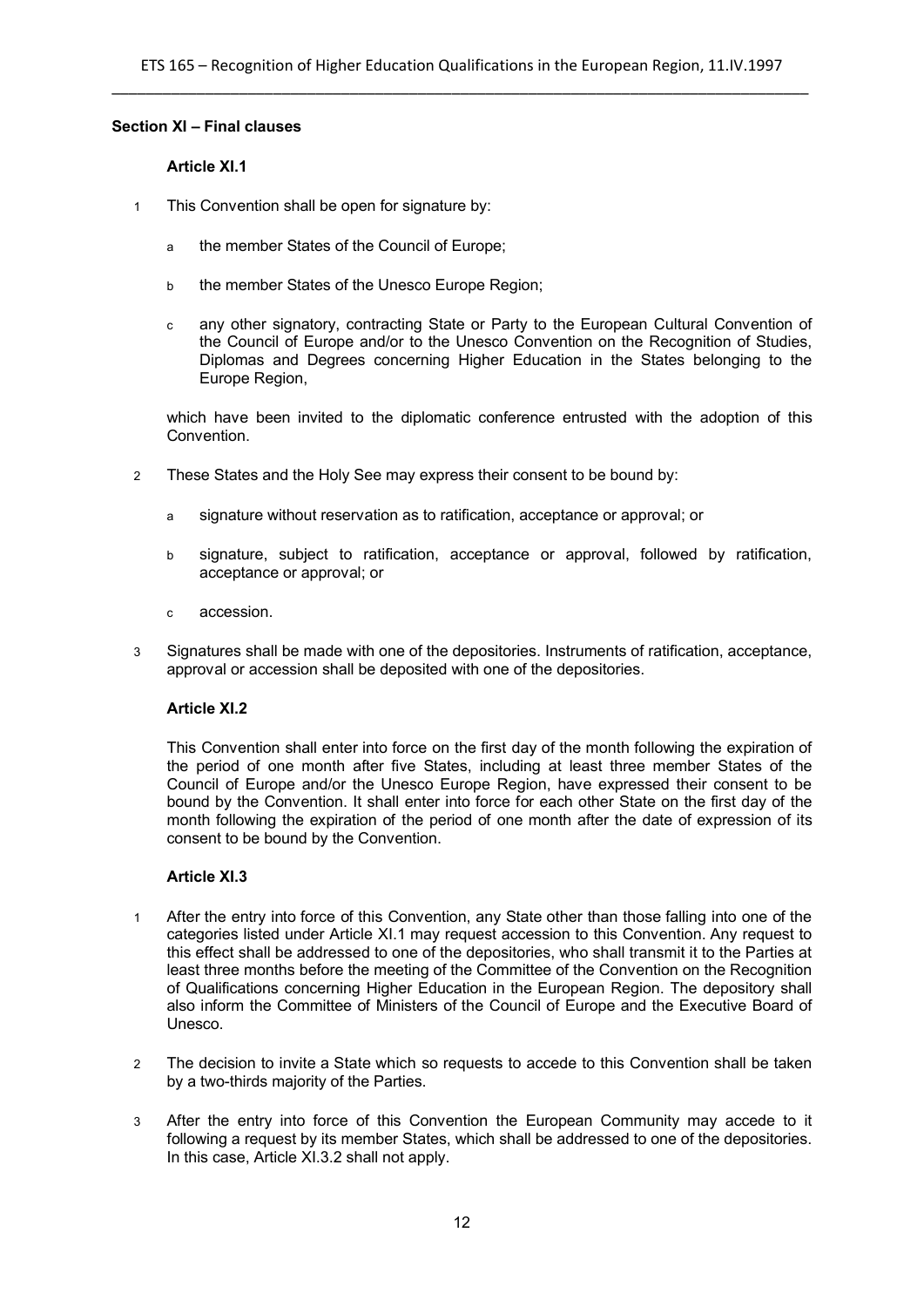## Section XI – Final clauses

### Article XI.1

1. This Convention shall be open for signature by:

   a. the member States of the Council of Europe;

   b. the member States of the Unesco Europe Region;

   c. any other signatory, contracting State or Party to the European Cultural Convention of the Council of Europe and/or to the Unesco Convention on the Recognition of Studies, Diplomas and Degrees concerning Higher Education in the States belonging to the Europe Region,

   which have been invited to the diplomatic conference entrusted with the adoption of this Convention.

2. These States and the Holy See may express their consent to be bound by:

   a. signature without reservation as to ratification, acceptance or approval; or

   b. signature, subject to ratification, acceptance or approval, followed by ratification, acceptance or approval; or

   c. accession.

3. Signatures shall be made with one of the depositories. Instruments of ratification, acceptance, approval or accession shall be deposited with one of the depositories.

### Article XI.2

This Convention shall enter into force on the first day of the month following the expiration of the period of one month after five States, including at least three member States of the Council of Europe and/or the Unesco Europe Region, have expressed their consent to be bound by the Convention. It shall enter into force for each other State on the first day of the month following the expiration of the period of one month after the date of expression of its consent to be bound by the Convention.

### Article XI.3

1. After the entry into force of this Convention, any State other than those falling into one of the categories listed under Article XI.1 may request accession to this Convention. Any request to this effect shall be addressed to one of the depositories, who shall transmit it to the Parties at least three months before the meeting of the Committee of the Convention on the Recognition of Qualifications concerning Higher Education in the European Region. The depository shall also inform the Committee of Ministers of the Council of Europe and the Executive Board of Unesco.

2. The decision to invite a State which so requests to accede to this Convention shall be taken by a two-thirds majority of the Parties.

3. After the entry into force of this Convention the European Community may accede to it following a request by its member States, which shall be addressed to one of the depositories. In this case, Article XI.3.2 shall not apply.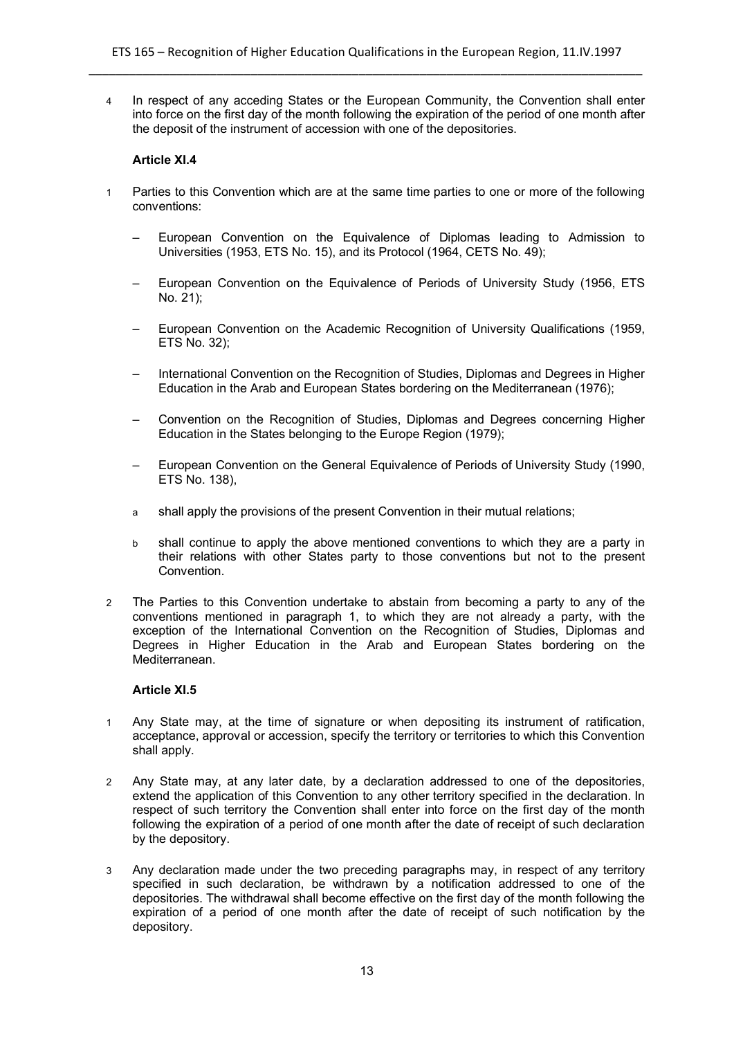4 In respect of any acceding States or the European Community, the Convention shall enter into force on the first day of the month following the expiration of the period of one month after the deposit of the instrument of accession with one of the depositories.

**Article XI.4**

1 Parties to this Convention which are at the same time parties to one or more of the following conventions:

– European Convention on the Equivalence of Diplomas leading to Admission to Universities (1953, ETS No. 15), and its Protocol (1964, CETS No. 49);

– European Convention on the Equivalence of Periods of University Study (1956, ETS No. 21);

– European Convention on the Academic Recognition of University Qualifications (1959, ETS No. 32);

– International Convention on the Recognition of Studies, Diplomas and Degrees in Higher Education in the Arab and European States bordering on the Mediterranean (1976);

– Convention on the Recognition of Studies, Diplomas and Degrees concerning Higher Education in the States belonging to the Europe Region (1979);

– European Convention on the General Equivalence of Periods of University Study (1990, ETS No. 138),

a shall apply the provisions of the present Convention in their mutual relations;

b shall continue to apply the above mentioned conventions to which they are a party in their relations with other States party to those conventions but not to the present Convention.

2 The Parties to this Convention undertake to abstain from becoming a party to any of the conventions mentioned in paragraph 1, to which they are not already a party, with the exception of the International Convention on the Recognition of Studies, Diplomas and Degrees in Higher Education in the Arab and European States bordering on the Mediterranean.

**Article XI.5**

1 Any State may, at the time of signature or when depositing its instrument of ratification, acceptance, approval or accession, specify the territory or territories to which this Convention shall apply.

2 Any State may, at any later date, by a declaration addressed to one of the depositories, extend the application of this Convention to any other territory specified in the declaration. In respect of such territory the Convention shall enter into force on the first day of the month following the expiration of a period of one month after the date of receipt of such declaration by the depository.

3 Any declaration made under the two preceding paragraphs may, in respect of any territory specified in such declaration, be withdrawn by a notification addressed to one of the depositories. The withdrawal shall become effective on the first day of the month following the expiration of a period of one month after the date of receipt of such notification by the depository.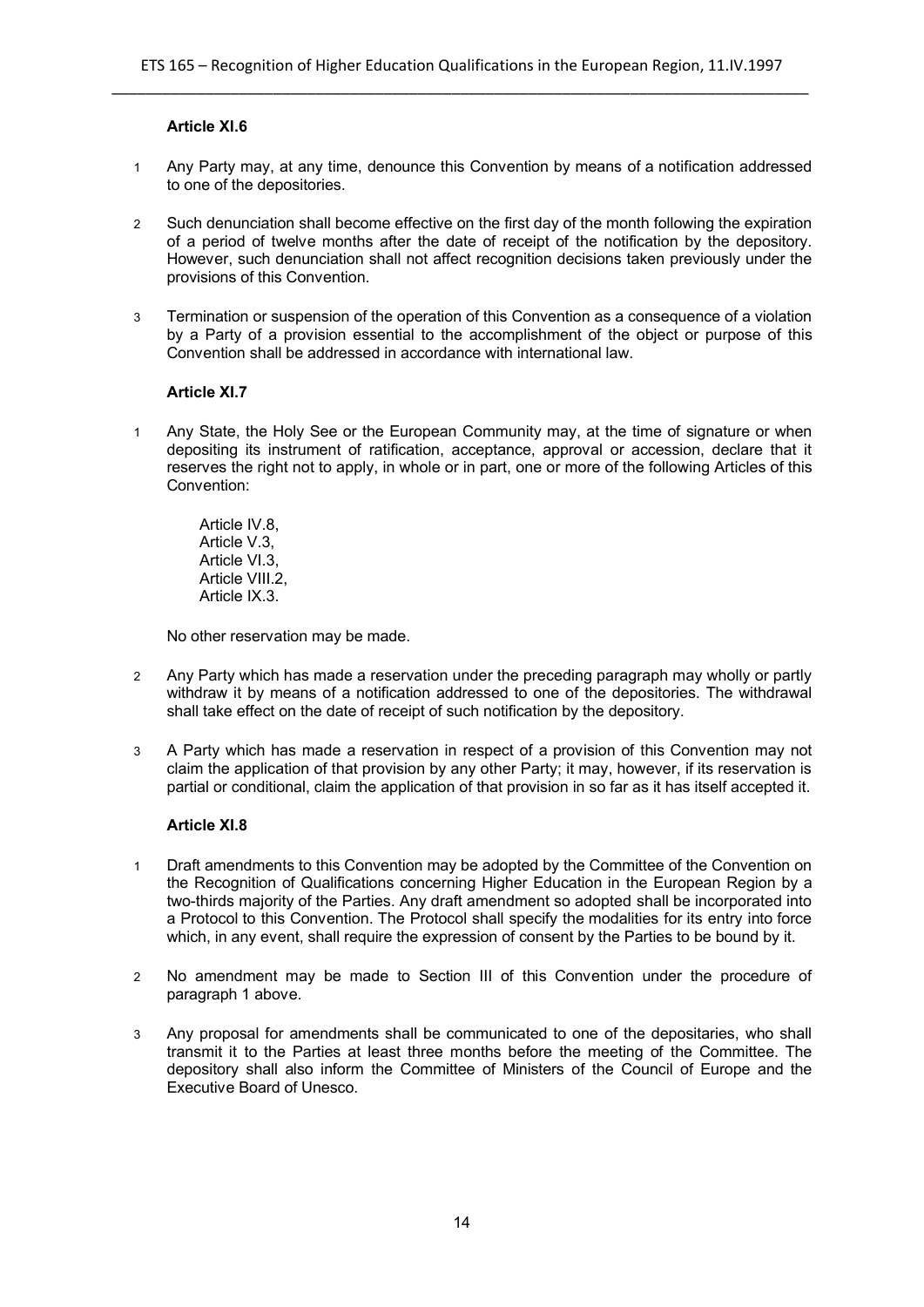**Article XI.6**

1 Any Party may, at any time, denounce this Convention by means of a notification addressed to one of the depositories.

2 Such denunciation shall become effective on the first day of the month following the expiration of a period of twelve months after the date of receipt of the notification by the depository. However, such denunciation shall not affect recognition decisions taken previously under the provisions of this Convention.

3 Termination or suspension of the operation of this Convention as a consequence of a violation by a Party of a provision essential to the accomplishment of the object or purpose of this Convention shall be addressed in accordance with international law.

**Article XI.7**

1 Any State, the Holy See or the European Community may, at the time of signature or when depositing its instrument of ratification, acceptance, approval or accession, declare that it reserves the right not to apply, in whole or in part, one or more of the following Articles of this Convention:

Article IV.8,
Article V.3,
Article VI.3,
Article VIII.2,
Article IX.3.

No other reservation may be made.

2 Any Party which has made a reservation under the preceding paragraph may wholly or partly withdraw it by means of a notification addressed to one of the depositories. The withdrawal shall take effect on the date of receipt of such notification by the depository.

3 A Party which has made a reservation in respect of a provision of this Convention may not claim the application of that provision by any other Party; it may, however, if its reservation is partial or conditional, claim the application of that provision in so far as it has itself accepted it.

**Article XI.8**

1 Draft amendments to this Convention may be adopted by the Committee of the Convention on the Recognition of Qualifications concerning Higher Education in the European Region by a two-thirds majority of the Parties. Any draft amendment so adopted shall be incorporated into a Protocol to this Convention. The Protocol shall specify the modalities for its entry into force which, in any event, shall require the expression of consent by the Parties to be bound by it.

2 No amendment may be made to Section III of this Convention under the procedure of paragraph 1 above.

3 Any proposal for amendments shall be communicated to one of the depositaries, who shall transmit it to the Parties at least three months before the meeting of the Committee. The depository shall also inform the Committee of Ministers of the Council of Europe and the Executive Board of Unesco.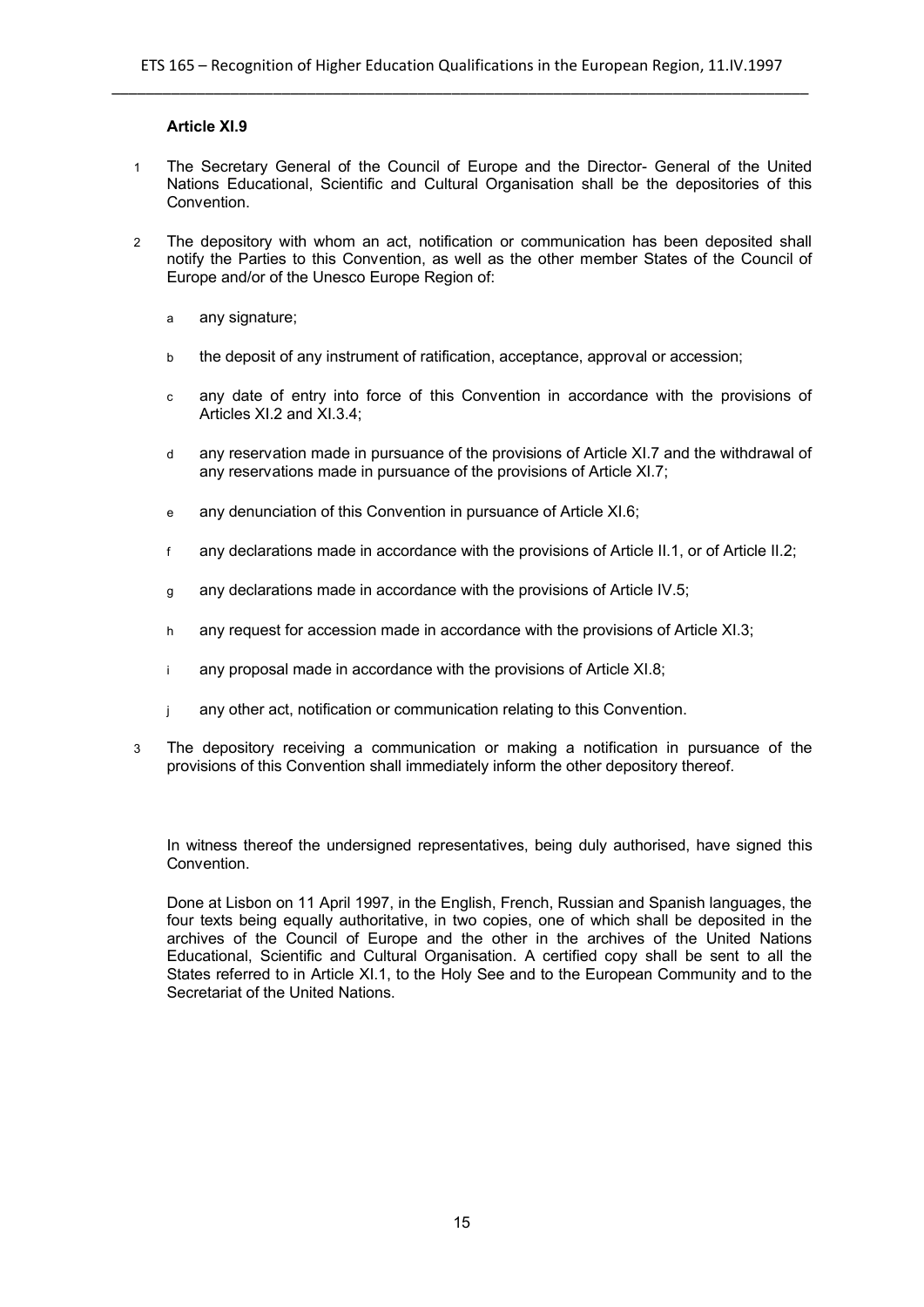**Article XI.9**

1. The Secretary General of the Council of Europe and the Director- General of the United Nations Educational, Scientific and Cultural Organisation shall be the depositories of this Convention.

2. The depository with whom an act, notification or communication has been deposited shall notify the Parties to this Convention, as well as the other member States of the Council of Europe and/or of the Unesco Europe Region of:

   a. any signature;

   b. the deposit of any instrument of ratification, acceptance, approval or accession;

   c. any date of entry into force of this Convention in accordance with the provisions of Articles XI.2 and XI.3.4;

   d. any reservation made in pursuance of the provisions of Article XI.7 and the withdrawal of any reservations made in pursuance of the provisions of Article XI.7;

   e. any denunciation of this Convention in pursuance of Article XI.6;

   f. any declarations made in accordance with the provisions of Article II.1, or of Article II.2;

   g. any declarations made in accordance with the provisions of Article IV.5;

   h. any request for accession made in accordance with the provisions of Article XI.3;

   i. any proposal made in accordance with the provisions of Article XI.8;

   j. any other act, notification or communication relating to this Convention.

3. The depository receiving a communication or making a notification in pursuance of the provisions of this Convention shall immediately inform the other depository thereof.

In witness thereof the undersigned representatives, being duly authorised, have signed this Convention.

Done at Lisbon on 11 April 1997, in the English, French, Russian and Spanish languages, the four texts being equally authoritative, in two copies, one of which shall be deposited in the archives of the Council of Europe and the other in the archives of the United Nations Educational, Scientific and Cultural Organisation. A certified copy shall be sent to all the States referred to in Article XI.1, to the Holy See and to the European Community and to the Secretariat of the United Nations.